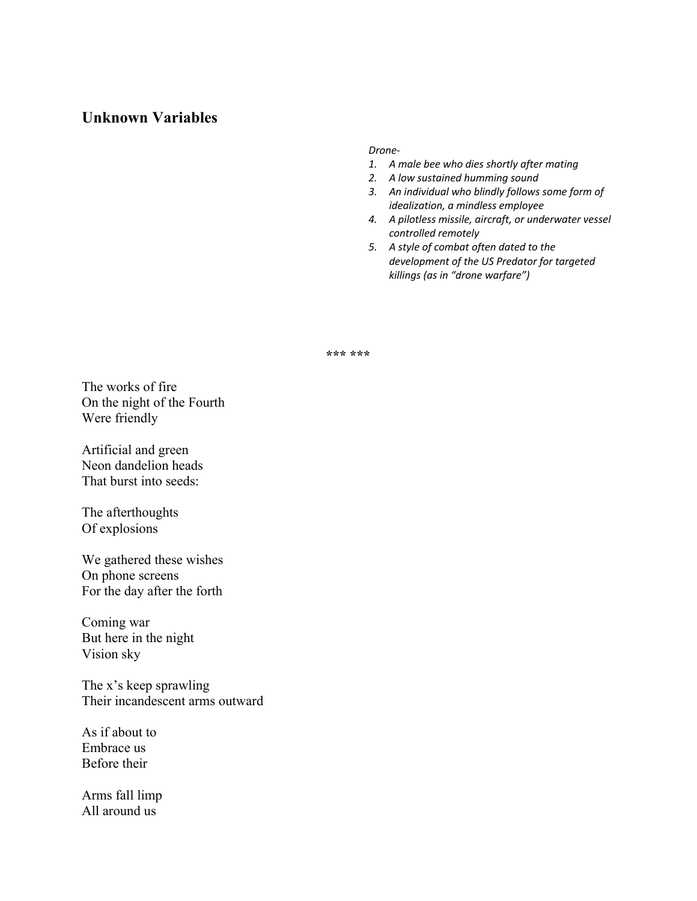## Unknown Variables

*Drone-*

1. *A male bee who dies shortly after mating*
2. *A low sustained humming sound*
3. *An individual who blindly follows some form of idealization, a mindless employee*
4. *A pilotless missile, aircraft, or underwater vessel controlled remotely*
5. *A style of combat often dated to the development of the US Predator for targeted killings (as in "drone warfare")*

*** ***

The works of fire  
On the night of the Fourth  
Were friendly

Artificial and green  
Neon dandelion heads  
That burst into seeds:

The afterthoughts  
Of explosions

We gathered these wishes  
On phone screens  
For the day after the forth

Coming war  
But here in the night  
Vision sky

The x's keep sprawling  
Their incandescent arms outward

As if about to  
Embrace us  
Before their

Arms fall limp  
All around us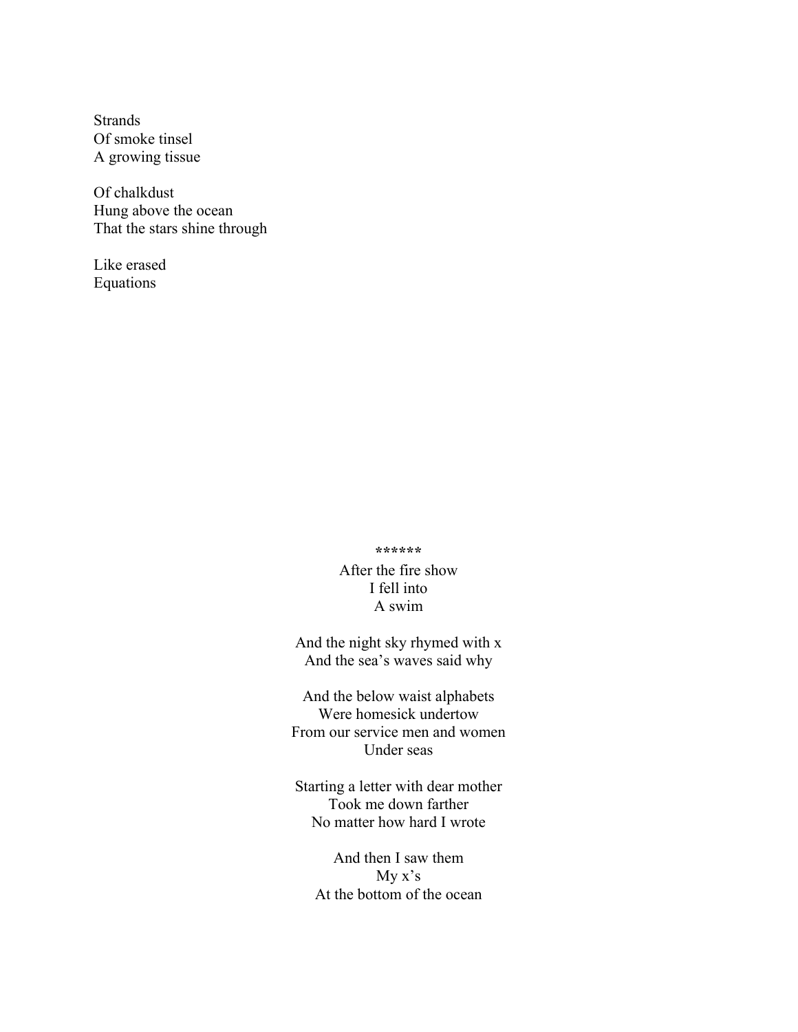Strands
Of smoke tinsel
A growing tissue

Of chalkdust
Hung above the ocean
That the stars shine through

Like erased
Equations

******

After the fire show
I fell into
A swim

And the night sky rhymed with x
And the sea's waves said why

And the below waist alphabets
Were homesick undertow
From our service men and women
Under seas

Starting a letter with dear mother
Took me down farther
No matter how hard I wrote

And then I saw them
My x's
At the bottom of the ocean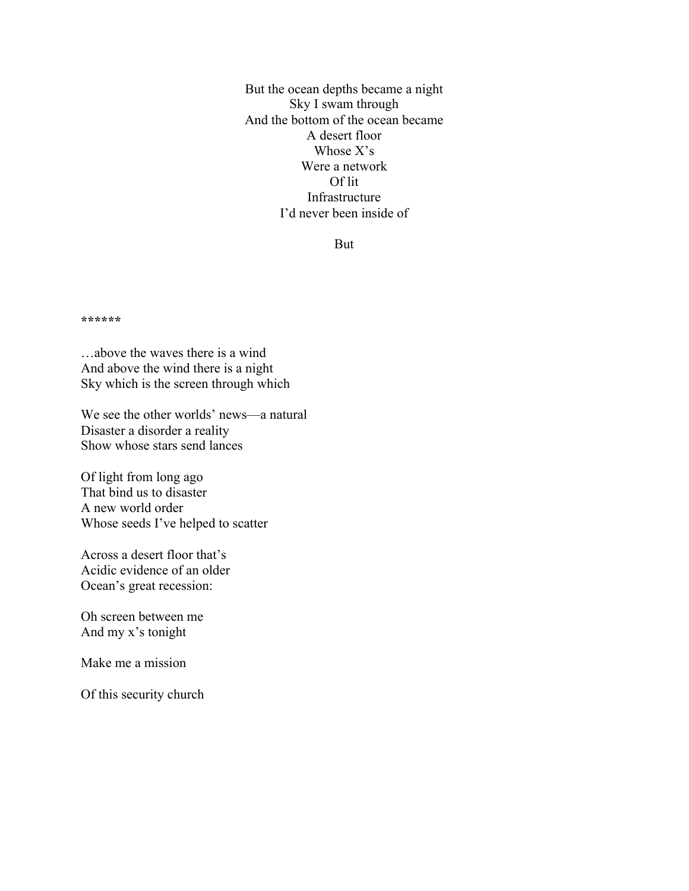But the ocean depths became a night  
Sky I swam through  
And the bottom of the ocean became  
A desert floor  
Whose X's  
Were a network  
Of lit  
Infrastructure  
I'd never been inside of

But

******

…above the waves there is a wind  
And above the wind there is a night  
Sky which is the screen through which

We see the other worlds' news—a natural  
Disaster a disorder a reality  
Show whose stars send lances

Of light from long ago  
That bind us to disaster  
A new world order  
Whose seeds I've helped to scatter

Across a desert floor that's  
Acidic evidence of an older  
Ocean's great recession:

Oh screen between me  
And my x's tonight

Make me a mission

Of this security church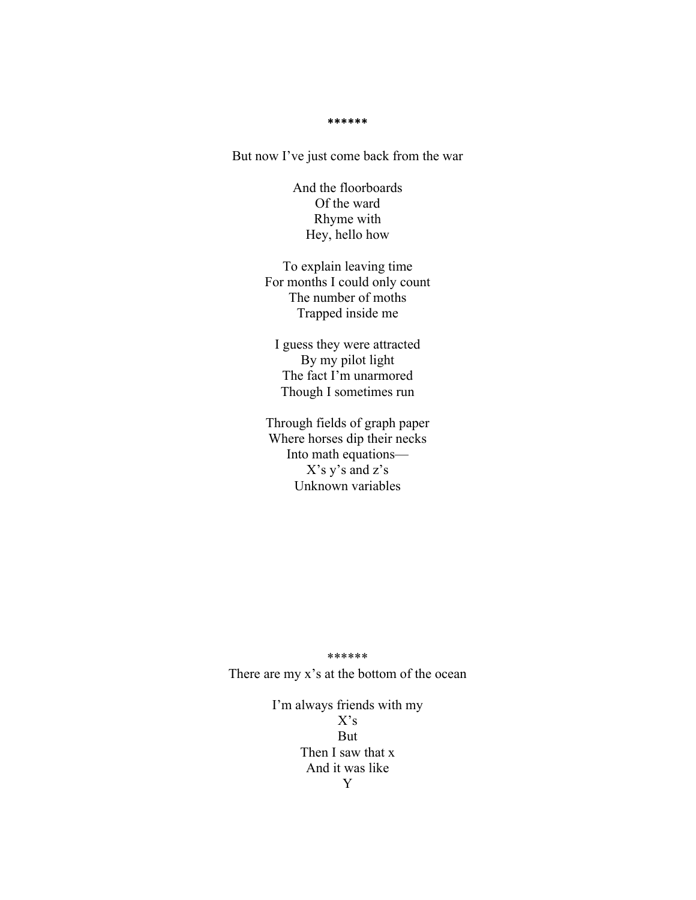******

But now I’ve just come back from the war

And the floorboards
Of the ward
Rhyme with
Hey, hello how

To explain leaving time
For months I could only count
The number of moths
Trapped inside me

I guess they were attracted
By my pilot light
The fact I’m unarmored
Though I sometimes run

Through fields of graph paper
Where horses dip their necks
Into math equations—
X’s y’s and z’s
Unknown variables

******
There are my x’s at the bottom of the ocean

I’m always friends with my
X’s
But
Then I saw that x
And it was like
Y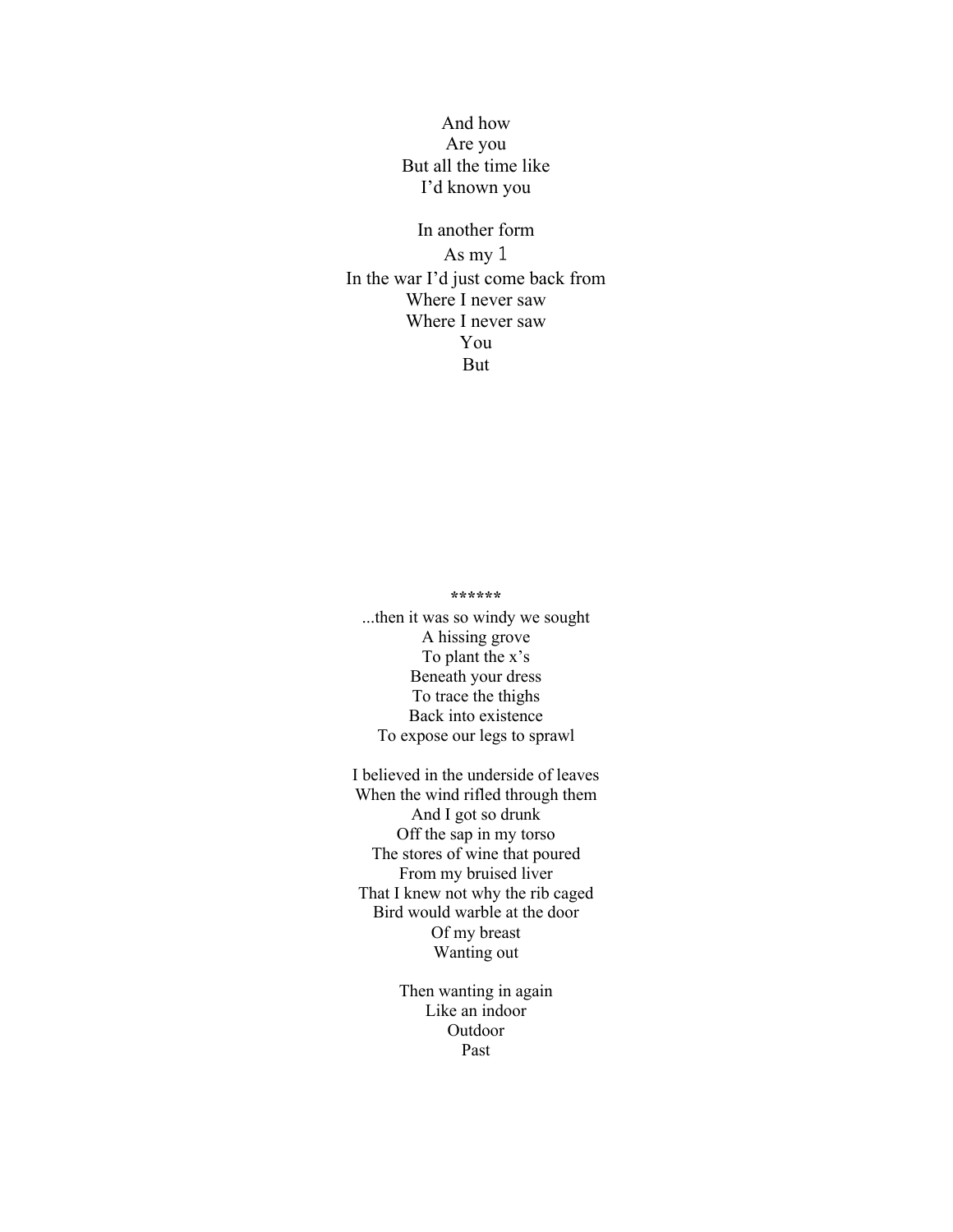And how
Are you
But all the time like
I'd known you

In another form
As my 1
In the war I'd just come back from
Where I never saw
Where I never saw
You
But

******

...then it was so windy we sought
A hissing grove
To plant the x's
Beneath your dress
To trace the thighs
Back into existence
To expose our legs to sprawl

I believed in the underside of leaves
When the wind rifled through them
And I got so drunk
Off the sap in my torso
The stores of wine that poured
From my bruised liver
That I knew not why the rib caged
Bird would warble at the door
Of my breast
Wanting out

Then wanting in again
Like an indoor
Outdoor
Past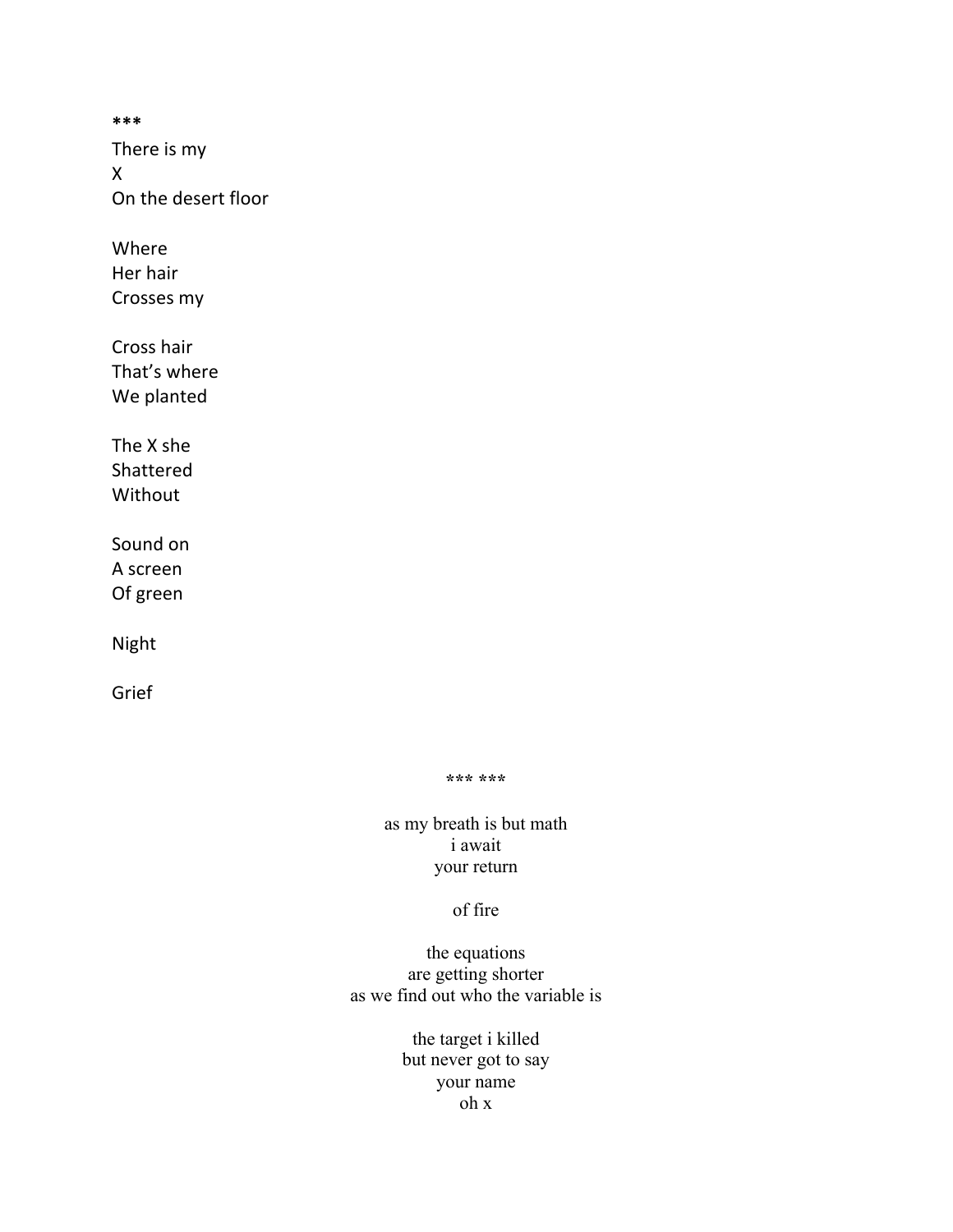***

There is my  
X  
On the desert floor

Where  
Her hair  
Crosses my

Cross hair  
That's where  
We planted

The X she  
Shattered  
Without

Sound on  
A screen  
Of green

Night

Grief

<div align="center">

*** ***

as my breath is but math  
i await  
your return

of fire

the equations  
are getting shorter  
as we find out who the variable is

the target i killed  
but never got to say  
your name  
oh x

</div>